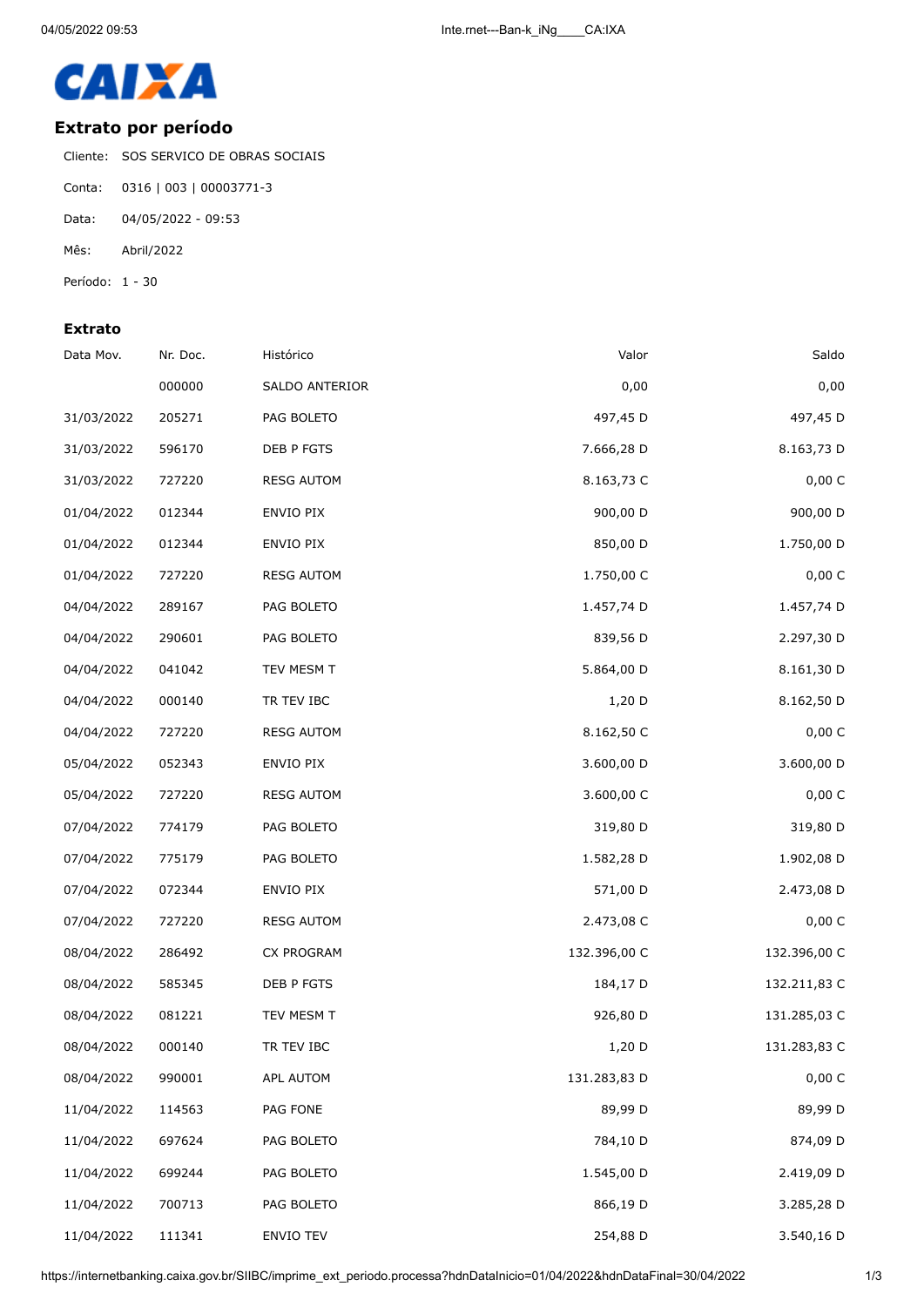CAIXA

## Extrato por período

Cliente: SOS SERVICO DE OBRAS SOCIAIS

Conta: 0316 | 003 | 00003771-3

Data: 04/05/2022 - 09:53

Mês: Abril/2022

Período: 1 - 30

### Extrato

| Data Mov. | Nr. Doc. | Histórico | Valor | Saldo |
|---|---|---|---|---|
| | 000000 | SALDO ANTERIOR | 0,00 | 0,00 |
| 31/03/2022 | 205271 | PAG BOLETO | 497,45 D | 497,45 D |
| 31/03/2022 | 596170 | DEB P FGTS | 7.666,28 D | 8.163,73 D |
| 31/03/2022 | 727220 | RESG AUTOM | 8.163,73 C | 0,00 C |
| 01/04/2022 | 012344 | ENVIO PIX | 900,00 D | 900,00 D |
| 01/04/2022 | 012344 | ENVIO PIX | 850,00 D | 1.750,00 D |
| 01/04/2022 | 727220 | RESG AUTOM | 1.750,00 C | 0,00 C |
| 04/04/2022 | 289167 | PAG BOLETO | 1.457,74 D | 1.457,74 D |
| 04/04/2022 | 290601 | PAG BOLETO | 839,56 D | 2.297,30 D |
| 04/04/2022 | 041042 | TEV MESM T | 5.864,00 D | 8.161,30 D |
| 04/04/2022 | 000140 | TR TEV IBC | 1,20 D | 8.162,50 D |
| 04/04/2022 | 727220 | RESG AUTOM | 8.162,50 C | 0,00 C |
| 05/04/2022 | 052343 | ENVIO PIX | 3.600,00 D | 3.600,00 D |
| 05/04/2022 | 727220 | RESG AUTOM | 3.600,00 C | 0,00 C |
| 07/04/2022 | 774179 | PAG BOLETO | 319,80 D | 319,80 D |
| 07/04/2022 | 775179 | PAG BOLETO | 1.582,28 D | 1.902,08 D |
| 07/04/2022 | 072344 | ENVIO PIX | 571,00 D | 2.473,08 D |
| 07/04/2022 | 727220 | RESG AUTOM | 2.473,08 C | 0,00 C |
| 08/04/2022 | 286492 | CX PROGRAM | 132.396,00 C | 132.396,00 C |
| 08/04/2022 | 585345 | DEB P FGTS | 184,17 D | 132.211,83 C |
| 08/04/2022 | 081221 | TEV MESM T | 926,80 D | 131.285,03 C |
| 08/04/2022 | 000140 | TR TEV IBC | 1,20 D | 131.283,83 C |
| 08/04/2022 | 990001 | APL AUTOM | 131.283,83 D | 0,00 C |
| 11/04/2022 | 114563 | PAG FONE | 89,99 D | 89,99 D |
| 11/04/2022 | 697624 | PAG BOLETO | 784,10 D | 874,09 D |
| 11/04/2022 | 699244 | PAG BOLETO | 1.545,00 D | 2.419,09 D |
| 11/04/2022 | 700713 | PAG BOLETO | 866,19 D | 3.285,28 D |
| 11/04/2022 | 111341 | ENVIO TEV | 254,88 D | 3.540,16 D |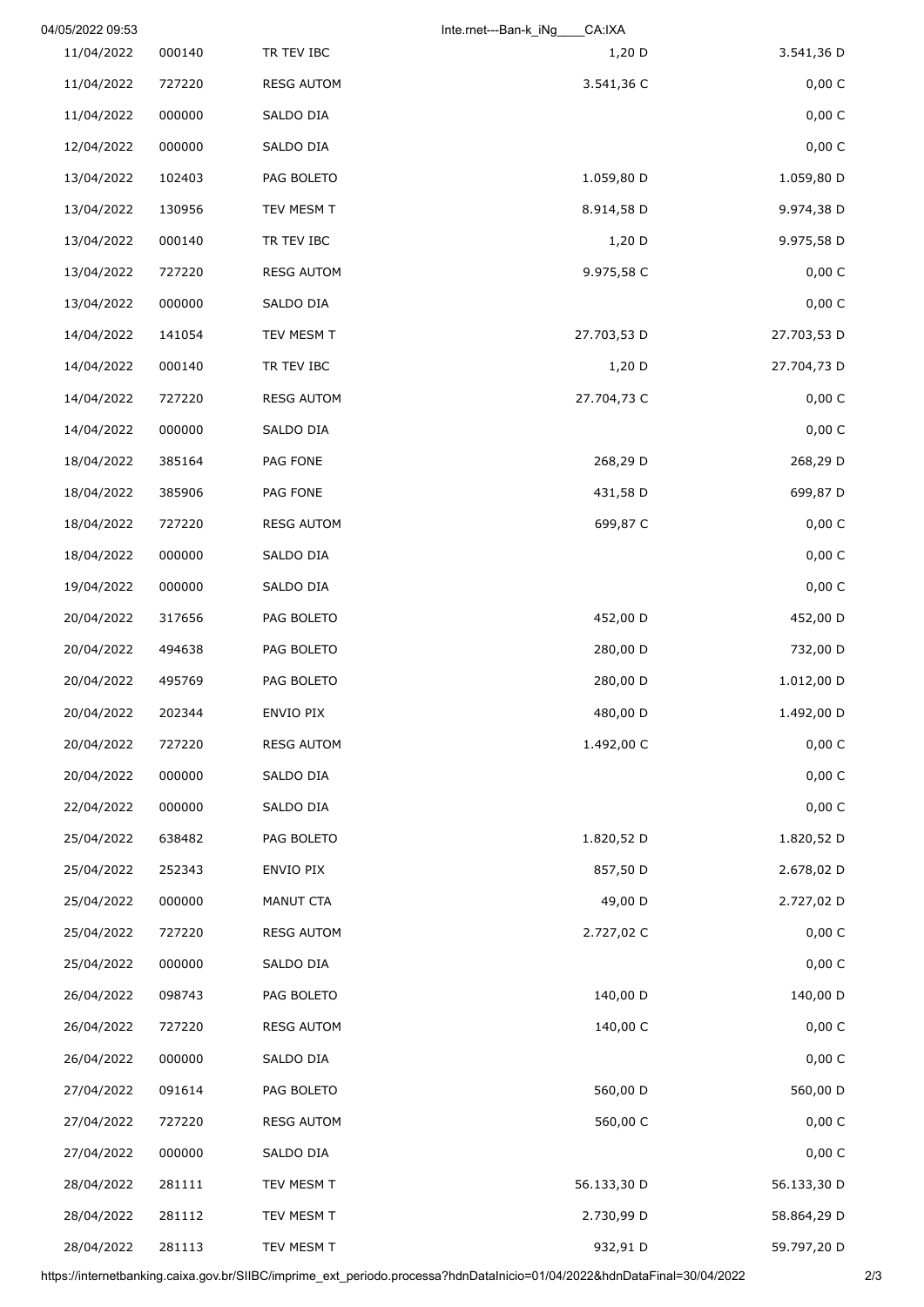| | | | | |
|---|---|---|---|---|
| 11/04/2022 | 000140 | TR TEV IBC | 1,20 D | 3.541,36 D |
| 11/04/2022 | 727220 | RESG AUTOM | 3.541,36 C | 0,00 C |
| 11/04/2022 | 000000 | SALDO DIA | | 0,00 C |
| 12/04/2022 | 000000 | SALDO DIA | | 0,00 C |
| 13/04/2022 | 102403 | PAG BOLETO | 1.059,80 D | 1.059,80 D |
| 13/04/2022 | 130956 | TEV MESM T | 8.914,58 D | 9.974,38 D |
| 13/04/2022 | 000140 | TR TEV IBC | 1,20 D | 9.975,58 D |
| 13/04/2022 | 727220 | RESG AUTOM | 9.975,58 C | 0,00 C |
| 13/04/2022 | 000000 | SALDO DIA | | 0,00 C |
| 14/04/2022 | 141054 | TEV MESM T | 27.703,53 D | 27.703,53 D |
| 14/04/2022 | 000140 | TR TEV IBC | 1,20 D | 27.704,73 D |
| 14/04/2022 | 727220 | RESG AUTOM | 27.704,73 C | 0,00 C |
| 14/04/2022 | 000000 | SALDO DIA | | 0,00 C |
| 18/04/2022 | 385164 | PAG FONE | 268,29 D | 268,29 D |
| 18/04/2022 | 385906 | PAG FONE | 431,58 D | 699,87 D |
| 18/04/2022 | 727220 | RESG AUTOM | 699,87 C | 0,00 C |
| 18/04/2022 | 000000 | SALDO DIA | | 0,00 C |
| 19/04/2022 | 000000 | SALDO DIA | | 0,00 C |
| 20/04/2022 | 317656 | PAG BOLETO | 452,00 D | 452,00 D |
| 20/04/2022 | 494638 | PAG BOLETO | 280,00 D | 732,00 D |
| 20/04/2022 | 495769 | PAG BOLETO | 280,00 D | 1.012,00 D |
| 20/04/2022 | 202344 | ENVIO PIX | 480,00 D | 1.492,00 D |
| 20/04/2022 | 727220 | RESG AUTOM | 1.492,00 C | 0,00 C |
| 20/04/2022 | 000000 | SALDO DIA | | 0,00 C |
| 22/04/2022 | 000000 | SALDO DIA | | 0,00 C |
| 25/04/2022 | 638482 | PAG BOLETO | 1.820,52 D | 1.820,52 D |
| 25/04/2022 | 252343 | ENVIO PIX | 857,50 D | 2.678,02 D |
| 25/04/2022 | 000000 | MANUT CTA | 49,00 D | 2.727,02 D |
| 25/04/2022 | 727220 | RESG AUTOM | 2.727,02 C | 0,00 C |
| 25/04/2022 | 000000 | SALDO DIA | | 0,00 C |
| 26/04/2022 | 098743 | PAG BOLETO | 140,00 D | 140,00 D |
| 26/04/2022 | 727220 | RESG AUTOM | 140,00 C | 0,00 C |
| 26/04/2022 | 000000 | SALDO DIA | | 0,00 C |
| 27/04/2022 | 091614 | PAG BOLETO | 560,00 D | 560,00 D |
| 27/04/2022 | 727220 | RESG AUTOM | 560,00 C | 0,00 C |
| 27/04/2022 | 000000 | SALDO DIA | | 0,00 C |
| 28/04/2022 | 281111 | TEV MESM T | 56.133,30 D | 56.133,30 D |
| 28/04/2022 | 281112 | TEV MESM T | 2.730,99 D | 58.864,29 D |
| 28/04/2022 | 281113 | TEV MESM T | 932,91 D | 59.797,20 D |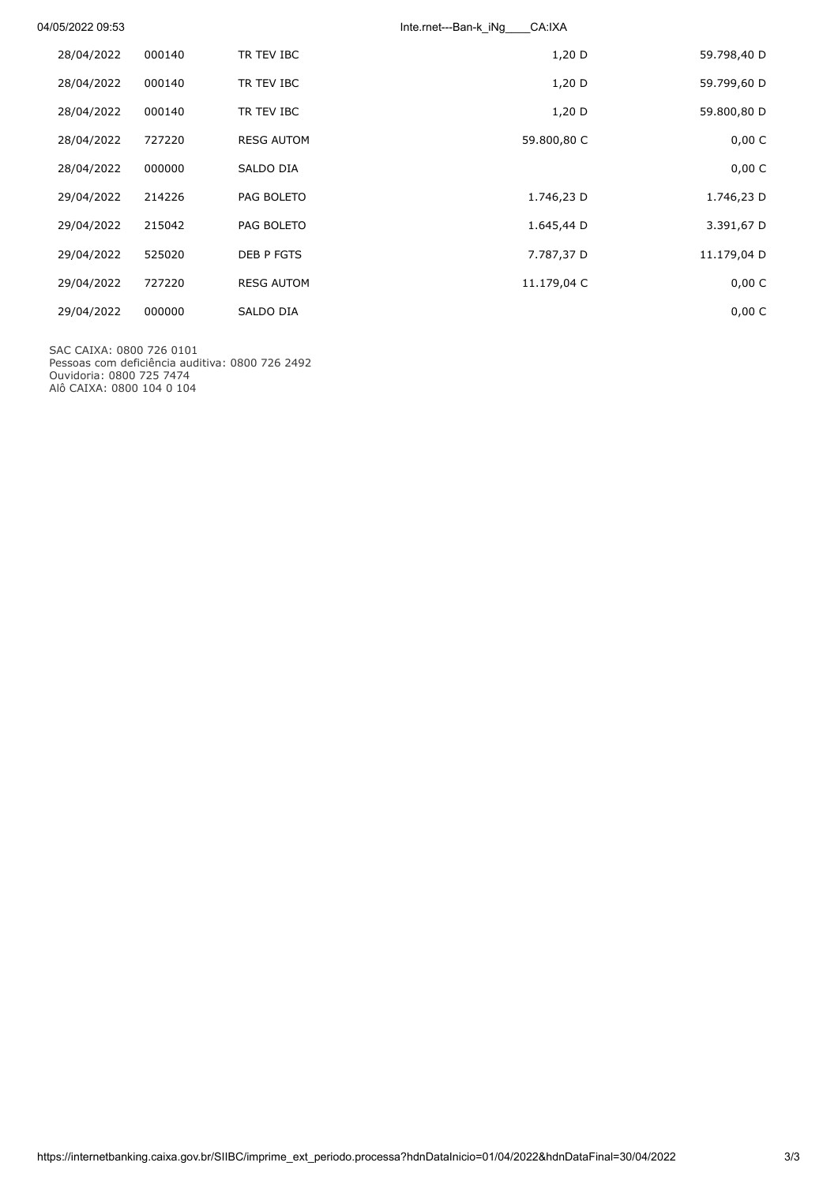| | | | | |
|---|---|---|---|---|
| 28/04/2022 | 000140 | TR TEV IBC | 1,20 D | 59.798,40 D |
| 28/04/2022 | 000140 | TR TEV IBC | 1,20 D | 59.799,60 D |
| 28/04/2022 | 000140 | TR TEV IBC | 1,20 D | 59.800,80 D |
| 28/04/2022 | 727220 | RESG AUTOM | 59.800,80 C | 0,00 C |
| 28/04/2022 | 000000 | SALDO DIA | | 0,00 C |
| 29/04/2022 | 214226 | PAG BOLETO | 1.746,23 D | 1.746,23 D |
| 29/04/2022 | 215042 | PAG BOLETO | 1.645,44 D | 3.391,67 D |
| 29/04/2022 | 525020 | DEB P FGTS | 7.787,37 D | 11.179,04 D |
| 29/04/2022 | 727220 | RESG AUTOM | 11.179,04 C | 0,00 C |
| 29/04/2022 | 000000 | SALDO DIA | | 0,00 C |

SAC CAIXA: 0800 726 0101
Pessoas com deficiência auditiva: 0800 726 2492
Ouvidoria: 0800 725 7474
Alô CAIXA: 0800 104 0 104